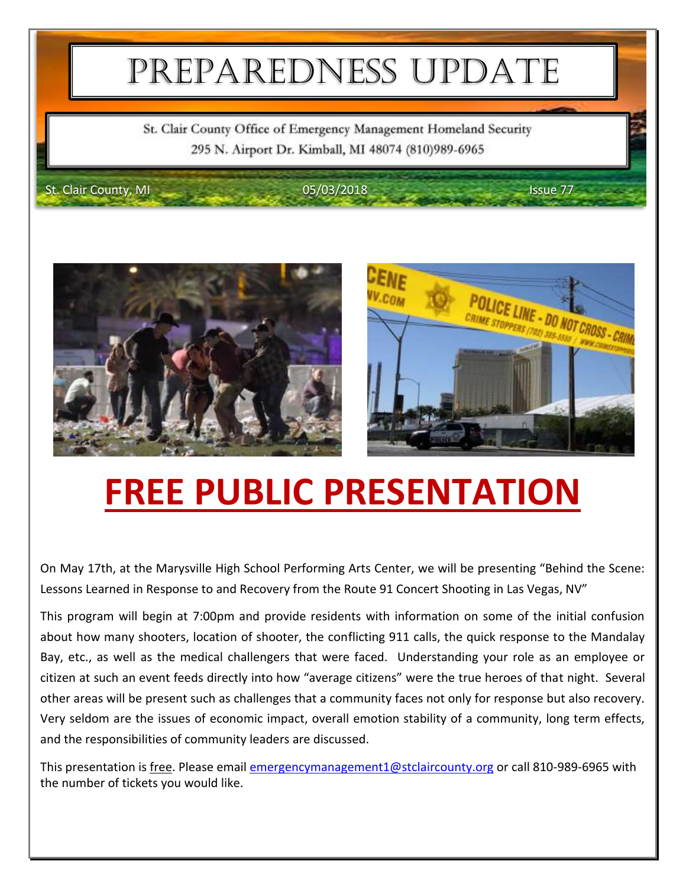# PREPAREDNESS UPDATE

St. Clair County Office of Emergency Management Homeland Security
295 N. Airport Dr. Kimball, MI 48074 (810)989-6965

St. Clair County, MI 05/03/2018 Issue 77

# FREE PUBLIC PRESENTATION

On May 17th, at the Marysville High School Performing Arts Center, we will be presenting "Behind the Scene: Lessons Learned in Response to and Recovery from the Route 91 Concert Shooting in Las Vegas, NV"

This program will begin at 7:00pm and provide residents with information on some of the initial confusion about how many shooters, location of shooter, the conflicting 911 calls, the quick response to the Mandalay Bay, etc., as well as the medical challengers that were faced. Understanding your role as an employee or citizen at such an event feeds directly into how "average citizens" were the true heroes of that night. Several other areas will be present such as challenges that a community faces not only for response but also recovery. Very seldom are the issues of economic impact, overall emotion stability of a community, long term effects, and the responsibilities of community leaders are discussed.

This presentation is free. Please email emergencymanagement1@stclaircounty.org or call 810-989-6965 with the number of tickets you would like.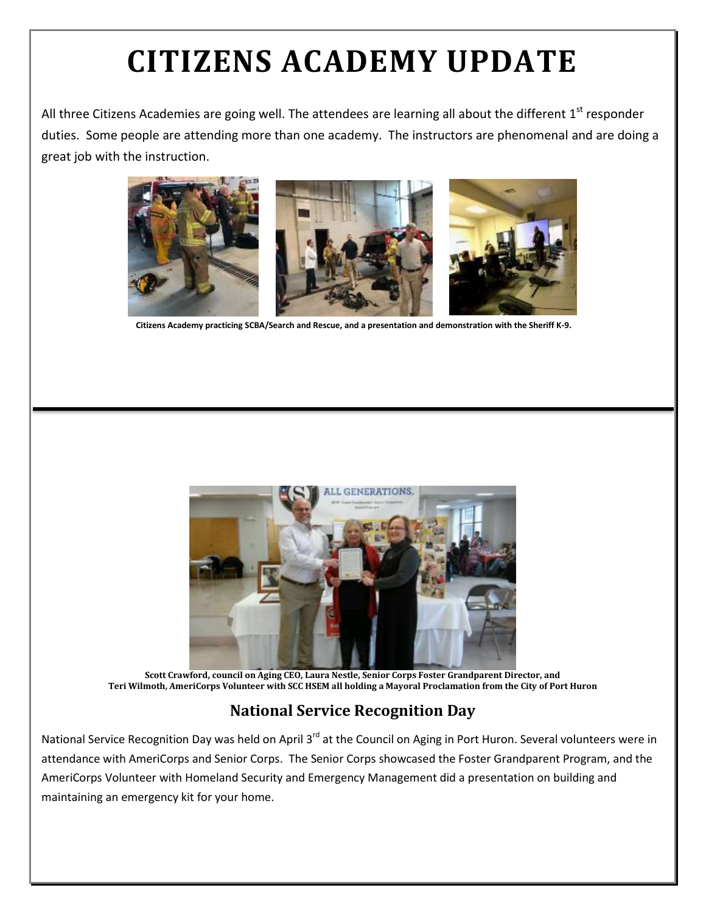# CITIZENS ACADEMY UPDATE

All three Citizens Academies are going well. The attendees are learning all about the different 1st responder duties. Some people are attending more than one academy. The instructors are phenomenal and are doing a great job with the instruction.

**Citizens Academy practicing SCBA/Search and Rescue, and a presentation and demonstration with the Sheriff K-9.**

**Scott Crawford, council on Aging CEO, Laura Nestle, Senior Corps Foster Grandparent Director, and Teri Wilmoth, AmeriCorps Volunteer with SCC HSEM all holding a Mayoral Proclamation from the City of Port Huron**

## National Service Recognition Day

National Service Recognition Day was held on April 3rd at the Council on Aging in Port Huron. Several volunteers were in attendance with AmeriCorps and Senior Corps. The Senior Corps showcased the Foster Grandparent Program, and the AmeriCorps Volunteer with Homeland Security and Emergency Management did a presentation on building and maintaining an emergency kit for your home.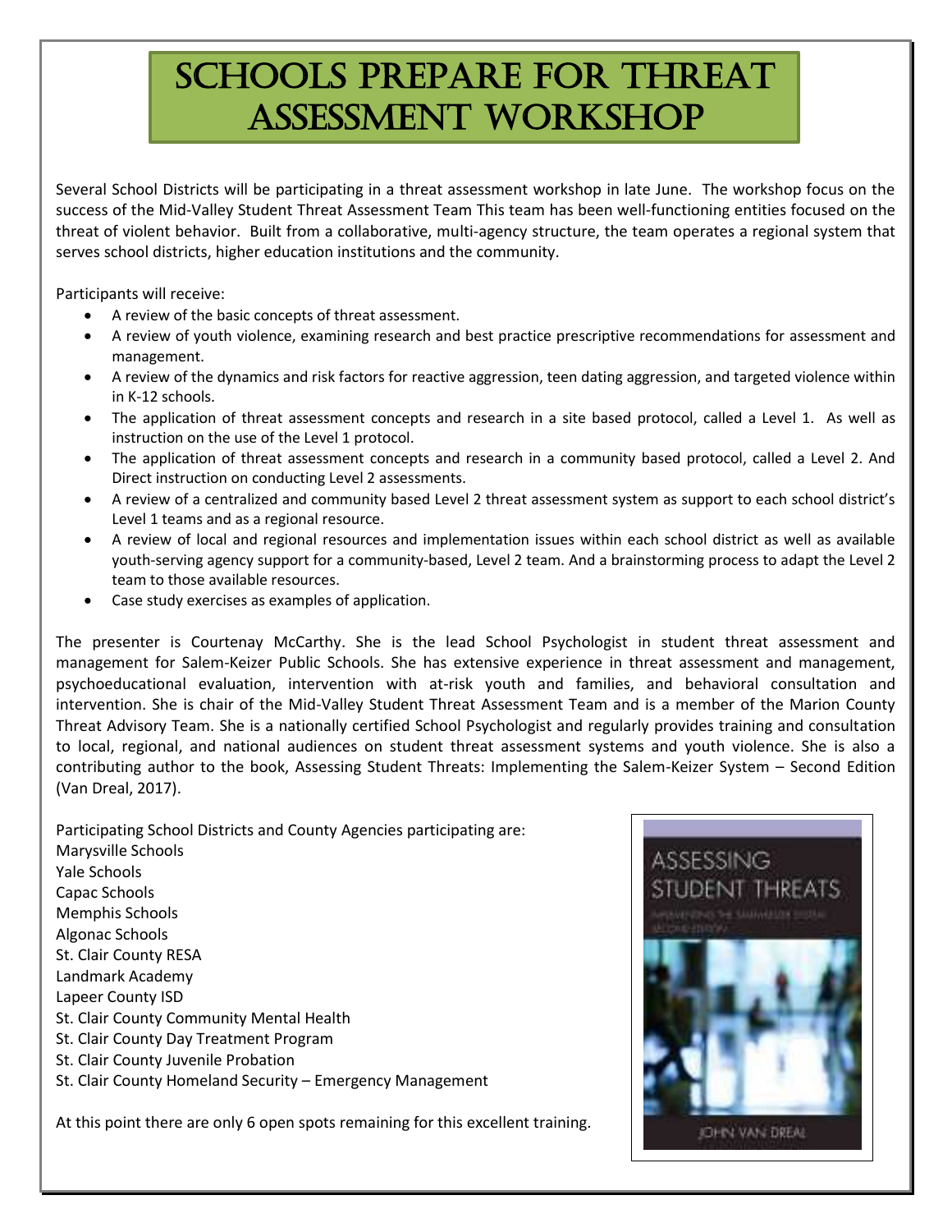# SCHOOLS PREPARE FOR THREAT ASSESSMENT WORKSHOP

Several School Districts will be participating in a threat assessment workshop in late June. The workshop focus on the success of the Mid-Valley Student Threat Assessment Team This team has been well-functioning entities focused on the threat of violent behavior. Built from a collaborative, multi-agency structure, the team operates a regional system that serves school districts, higher education institutions and the community.

Participants will receive:

- A review of the basic concepts of threat assessment.
- A review of youth violence, examining research and best practice prescriptive recommendations for assessment and management.
- A review of the dynamics and risk factors for reactive aggression, teen dating aggression, and targeted violence within in K-12 schools.
- The application of threat assessment concepts and research in a site based protocol, called a Level 1. As well as instruction on the use of the Level 1 protocol.
- The application of threat assessment concepts and research in a community based protocol, called a Level 2. And Direct instruction on conducting Level 2 assessments.
- A review of a centralized and community based Level 2 threat assessment system as support to each school district's Level 1 teams and as a regional resource.
- A review of local and regional resources and implementation issues within each school district as well as available youth-serving agency support for a community-based, Level 2 team. And a brainstorming process to adapt the Level 2 team to those available resources.
- Case study exercises as examples of application.

The presenter is Courtenay McCarthy. She is the lead School Psychologist in student threat assessment and management for Salem-Keizer Public Schools. She has extensive experience in threat assessment and management, psychoeducational evaluation, intervention with at-risk youth and families, and behavioral consultation and intervention. She is chair of the Mid-Valley Student Threat Assessment Team and is a member of the Marion County Threat Advisory Team. She is a nationally certified School Psychologist and regularly provides training and consultation to local, regional, and national audiences on student threat assessment systems and youth violence. She is also a contributing author to the book, Assessing Student Threats: Implementing the Salem-Keizer System – Second Edition (Van Dreal, 2017).

Participating School Districts and County Agencies participating are:
Marysville Schools
Yale Schools
Capac Schools
Memphis Schools
Algonac Schools
St. Clair County RESA
Landmark Academy
Lapeer County ISD
St. Clair County Community Mental Health
St. Clair County Day Treatment Program
St. Clair County Juvenile Probation
St. Clair County Homeland Security – Emergency Management

At this point there are only 6 open spots remaining for this excellent training.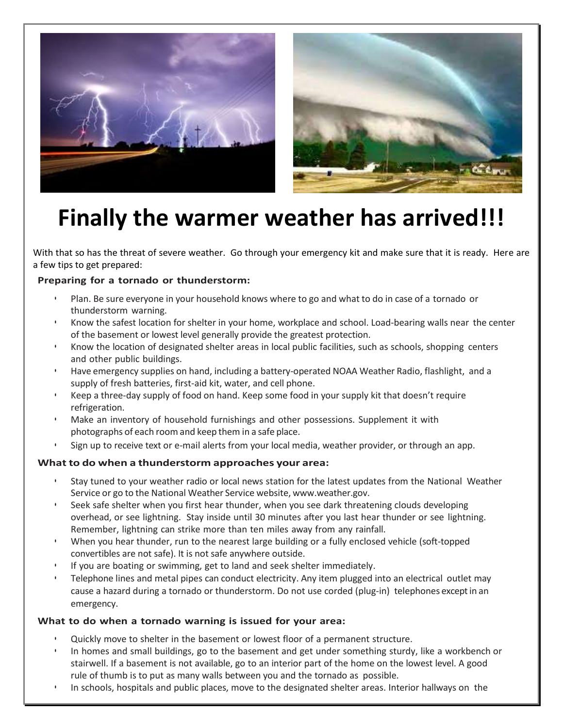# Finally the warmer weather has arrived!!!

With that so has the threat of severe weather. Go through your emergency kit and make sure that it is ready. Here are a few tips to get prepared:

**Preparing for a tornado or thunderstorm:**

- Plan. Be sure everyone in your household knows where to go and what to do in case of a tornado or thunderstorm warning.
- Know the safest location for shelter in your home, workplace and school. Load-bearing walls near the center of the basement or lowest level generally provide the greatest protection.
- Know the location of designated shelter areas in local public facilities, such as schools, shopping centers and other public buildings.
- Have emergency supplies on hand, including a battery-operated NOAA Weather Radio, flashlight, and a supply of fresh batteries, first-aid kit, water, and cell phone.
- Keep a three-day supply of food on hand. Keep some food in your supply kit that doesn't require refrigeration.
- Make an inventory of household furnishings and other possessions. Supplement it with photographs of each room and keep them in a safe place.
- Sign up to receive text or e-mail alerts from your local media, weather provider, or through an app.

**What to do when a thunderstorm approaches your area:**

- Stay tuned to your weather radio or local news station for the latest updates from the National Weather Service or go to the National Weather Service website, www.weather.gov.
- Seek safe shelter when you first hear thunder, when you see dark threatening clouds developing overhead, or see lightning. Stay inside until 30 minutes after you last hear thunder or see lightning. Remember, lightning can strike more than ten miles away from any rainfall.
- When you hear thunder, run to the nearest large building or a fully enclosed vehicle (soft-topped convertibles are not safe). It is not safe anywhere outside.
- If you are boating or swimming, get to land and seek shelter immediately.
- Telephone lines and metal pipes can conduct electricity. Any item plugged into an electrical outlet may cause a hazard during a tornado or thunderstorm. Do not use corded (plug-in) telephones except in an emergency.

**What to do when a tornado warning is issued for your area:**

- Quickly move to shelter in the basement or lowest floor of a permanent structure.
- In homes and small buildings, go to the basement and get under something sturdy, like a workbench or stairwell. If a basement is not available, go to an interior part of the home on the lowest level. A good rule of thumb is to put as many walls between you and the tornado as possible.
- In schools, hospitals and public places, move to the designated shelter areas. Interior hallways on the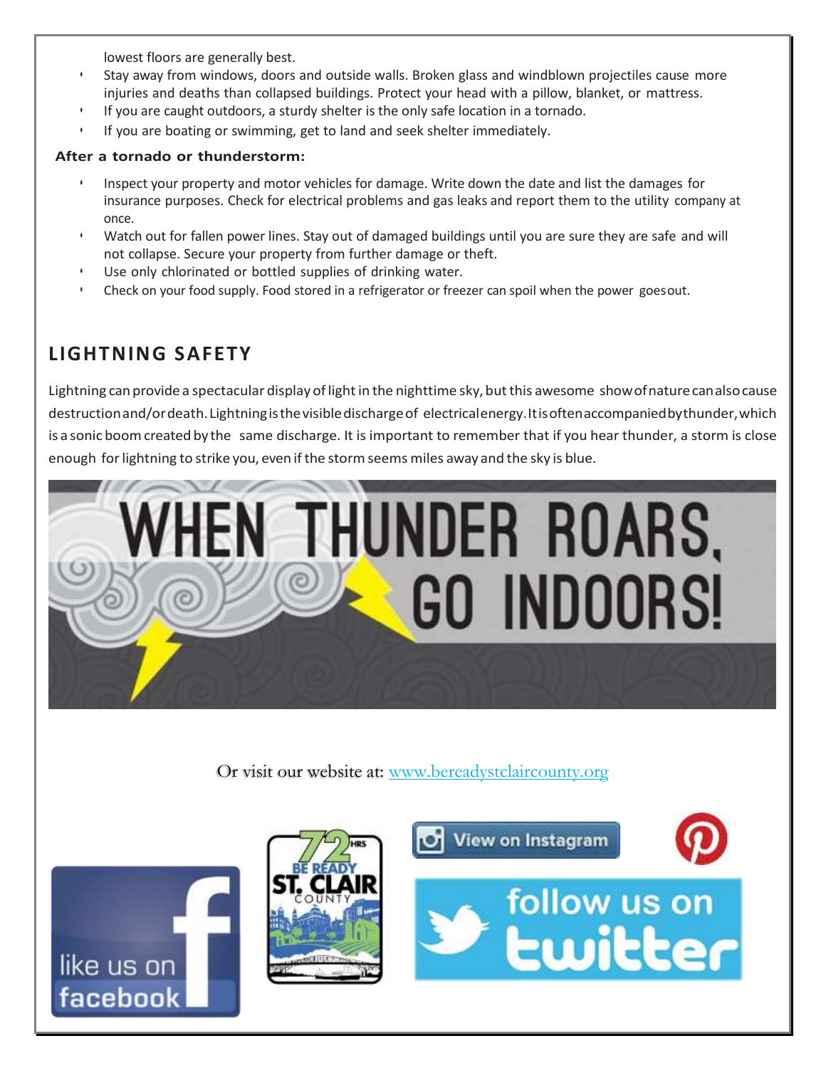lowest floors are generally best.

- Stay away from windows, doors and outside walls. Broken glass and windblown projectiles cause more injuries and deaths than collapsed buildings. Protect your head with a pillow, blanket, or mattress.
- If you are caught outdoors, a sturdy shelter is the only safe location in a tornado.
- If you are boating or swimming, get to land and seek shelter immediately.

**After a tornado or thunderstorm:**

- Inspect your property and motor vehicles for damage. Write down the date and list the damages for insurance purposes. Check for electrical problems and gas leaks and report them to the utility company at once.
- Watch out for fallen power lines. Stay out of damaged buildings until you are sure they are safe and will not collapse. Secure your property from further damage or theft.
- Use only chlorinated or bottled supplies of drinking water.
- Check on your food supply. Food stored in a refrigerator or freezer can spoil when the power goes out.

## LIGHTNING SAFETY

Lightning can provide a spectacular display of light in the nighttime sky, but this awesome show of nature can also cause destruction and/or death. Lightning is the visible discharge of electrical energy. It is often accompanied by thunder, which is a sonic boom created by the same discharge. It is important to remember that if you hear thunder, a storm is close enough for lightning to strike you, even if the storm seems miles away and the sky is blue.

WHEN THUNDER ROARS, GO INDOORS!

Or visit our website at: www.bereadystclaircounty.org